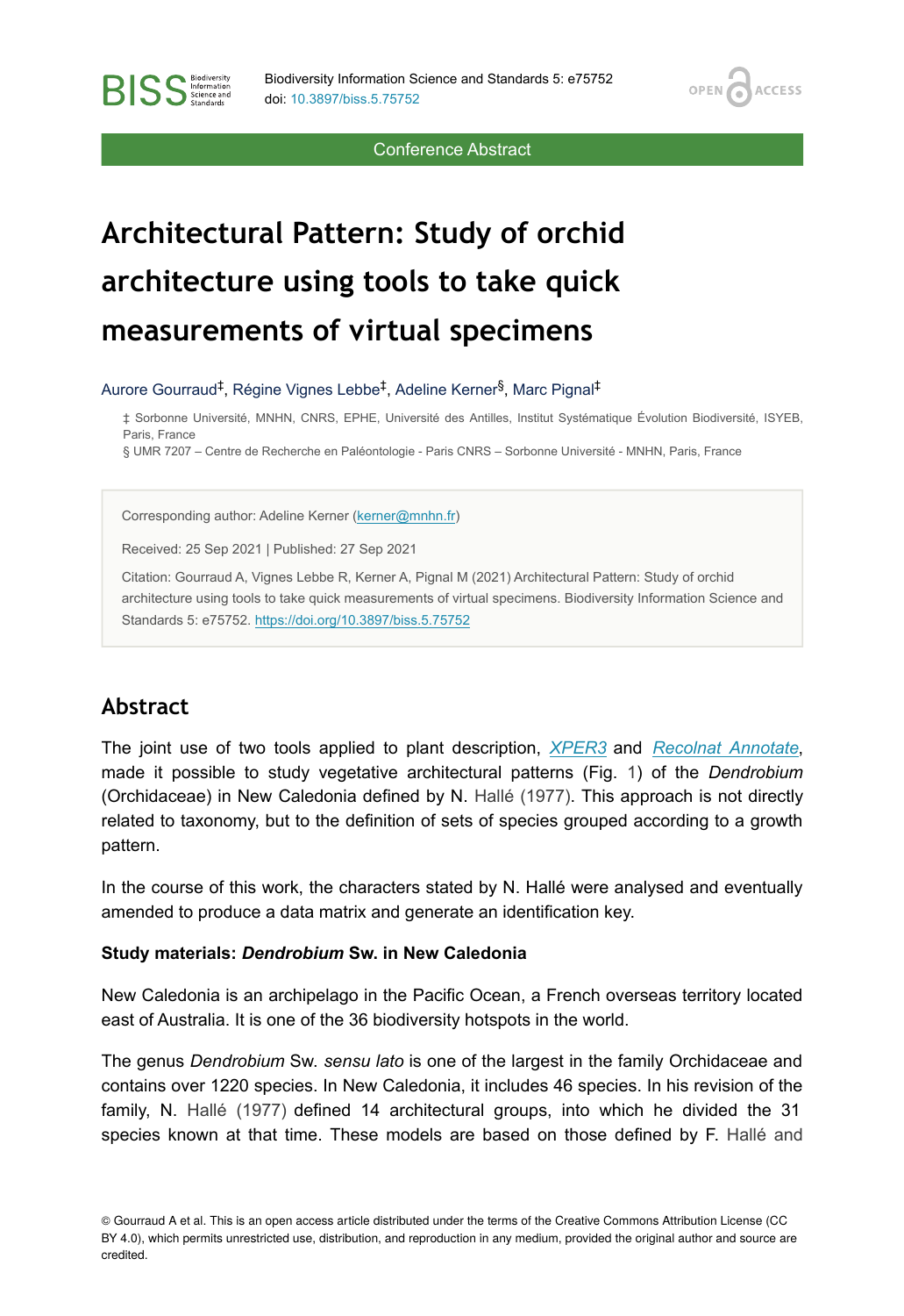Conference Abstract

# Architectural Pattern: Study of orchid architecture using tools to take quick measurements of virtual specimens

Aurore Gourraud[‡], Régine Vignes Lebbe[‡], Adeline Kerner[§], Marc Pignal[‡]

‡ Sorbonne Université, MNHN, CNRS, EPHE, Université des Antilles, Institut Systématique Évolution Biodiversité, ISYEB, Paris, France

§ UMR 7207 – Centre de Recherche en Paléontologie - Paris CNRS – Sorbonne Université - MNHN, Paris, France

Corresponding author: Adeline Kerner (kerner@mnhn.fr)

Received: 25 Sep 2021 | Published: 27 Sep 2021

Citation: Gourraud A, Vignes Lebbe R, Kerner A, Pignal M (2021) Architectural Pattern: Study of orchid architecture using tools to take quick measurements of virtual specimens. Biodiversity Information Science and Standards 5: e75752. https://doi.org/10.3897/biss.5.75752

## Abstract

The joint use of two tools applied to plant description, *XPER3* and *Recolnat Annotate*, made it possible to study vegetative architectural patterns (Fig. 1) of the *Dendrobium* (Orchidaceae) in New Caledonia defined by N. Hallé (1977). This approach is not directly related to taxonomy, but to the definition of sets of species grouped according to a growth pattern.

In the course of this work, the characters stated by N. Hallé were analysed and eventually amended to produce a data matrix and generate an identification key.

**Study materials: *Dendrobium* Sw. in New Caledonia**

New Caledonia is an archipelago in the Pacific Ocean, a French overseas territory located east of Australia. It is one of the 36 biodiversity hotspots in the world.

The genus *Dendrobium* Sw. *sensu lato* is one of the largest in the family Orchidaceae and contains over 1220 species. In New Caledonia, it includes 46 species. In his revision of the family, N. Hallé (1977) defined 14 architectural groups, into which he divided the 31 species known at that time. These models are based on those defined by F. Hallé and

© Gourraud A et al. This is an open access article distributed under the terms of the Creative Commons Attribution License (CC BY 4.0), which permits unrestricted use, distribution, and reproduction in any medium, provided the original author and source are credited.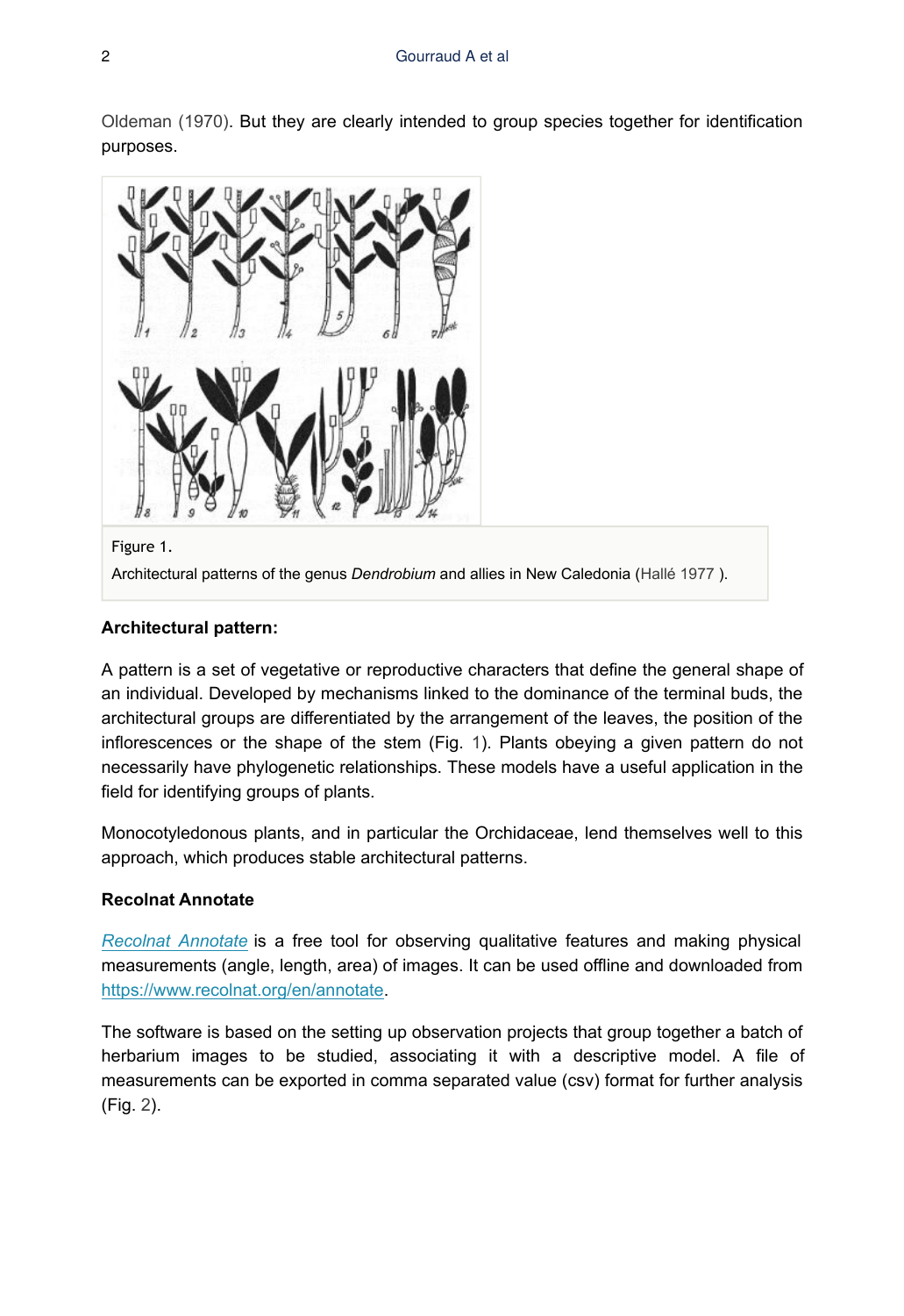Oldeman (1970). But they are clearly intended to group species together for identification purposes.

Figure 1.

Architectural patterns of the genus *Dendrobium* and allies in New Caledonia (Hallé 1977 ).

**Architectural pattern:**

A pattern is a set of vegetative or reproductive characters that define the general shape of an individual. Developed by mechanisms linked to the dominance of the terminal buds, the architectural groups are differentiated by the arrangement of the leaves, the position of the inflorescences or the shape of the stem (Fig. 1). Plants obeying a given pattern do not necessarily have phylogenetic relationships. These models have a useful application in the field for identifying groups of plants.

Monocotyledonous plants, and in particular the Orchidaceae, lend themselves well to this approach, which produces stable architectural patterns.

**Recolnat Annotate**

*Recolnat Annotate* is a free tool for observing qualitative features and making physical measurements (angle, length, area) of images. It can be used offline and downloaded from https://www.recolnat.org/en/annotate.

The software is based on the setting up observation projects that group together a batch of herbarium images to be studied, associating it with a descriptive model. A file of measurements can be exported in comma separated value (csv) format for further analysis (Fig. 2).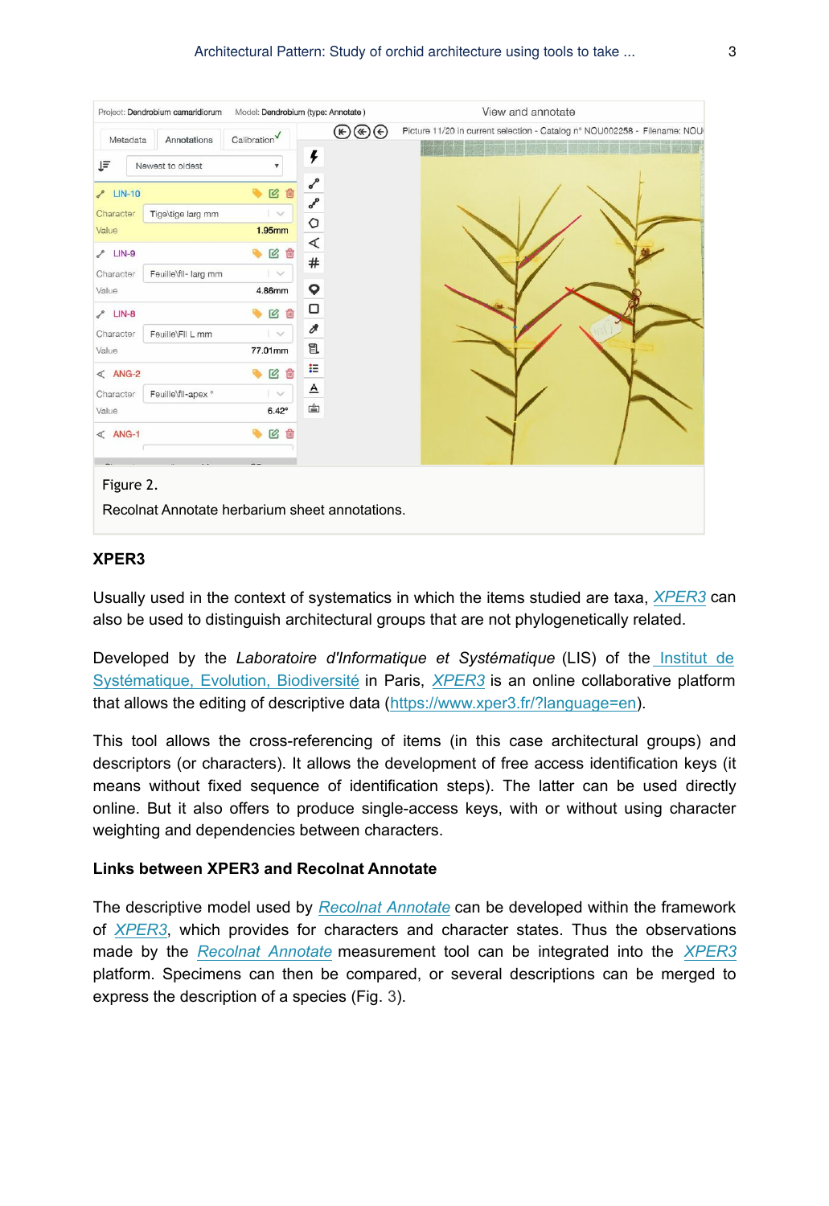Figure 2.

Recolnat Annotate herbarium sheet annotations.

## XPER3

Usually used in the context of systematics in which the items studied are taxa, *XPER3* can also be used to distinguish architectural groups that are not phylogenetically related.

Developed by the *Laboratoire d'Informatique et Systématique* (LIS) of the Institut de Systématique, Evolution, Biodiversité in Paris, *XPER3* is an online collaborative platform that allows the editing of descriptive data (https://www.xper3.fr/?language=en).

This tool allows the cross-referencing of items (in this case architectural groups) and descriptors (or characters). It allows the development of free access identification keys (it means without fixed sequence of identification steps). The latter can be used directly online. But it also offers to produce single-access keys, with or without using character weighting and dependencies between characters.

### Links between XPER3 and Recolnat Annotate

The descriptive model used by *Recolnat Annotate* can be developed within the framework of *XPER3*, which provides for characters and character states. Thus the observations made by the *Recolnat Annotate* measurement tool can be integrated into the *XPER3* platform. Specimens can then be compared, or several descriptions can be merged to express the description of a species (Fig. 3).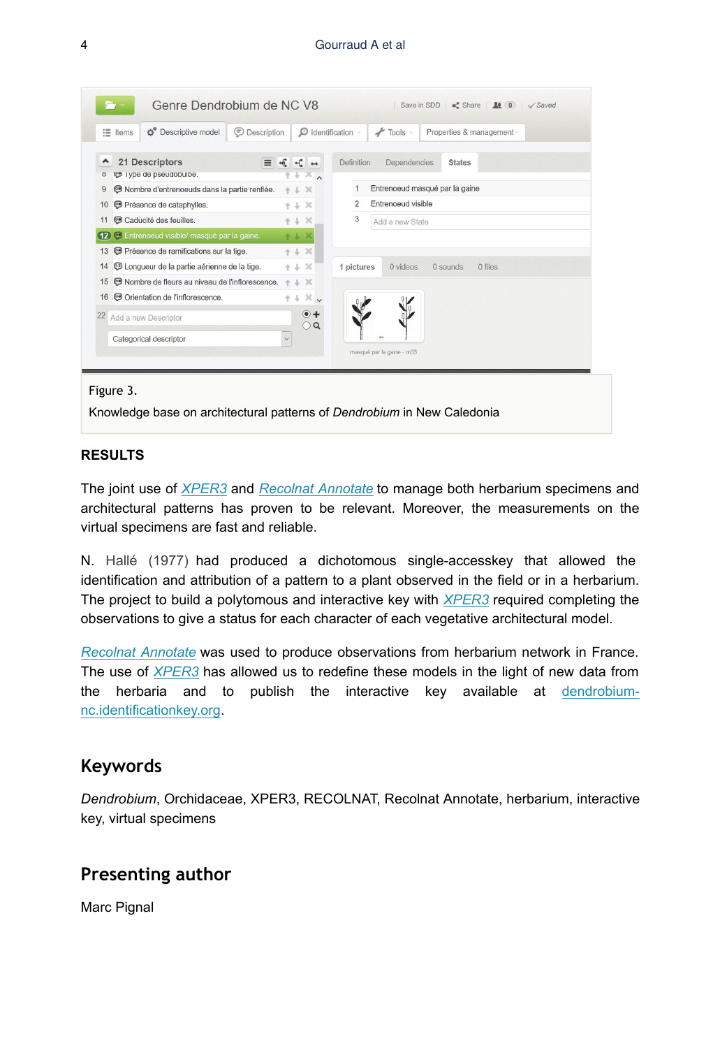Figure 3.

Knowledge base on architectural patterns of *Dendrobium* in New Caledonia

**RESULTS**

The joint use of XPER3 and Recolnat Annotate to manage both herbarium specimens and architectural patterns has proven to be relevant. Moreover, the measurements on the virtual specimens are fast and reliable.

N. Hallé (1977) had produced a dichotomous single-accesskey that allowed the identification and attribution of a pattern to a plant observed in the field or in a herbarium. The project to build a polytomous and interactive key with XPER3 required completing the observations to give a status for each character of each vegetative architectural model.

Recolnat Annotate was used to produce observations from herbarium network in France. The use of XPER3 has allowed us to redefine these models in the light of new data from the herbaria and to publish the interactive key available at dendrobium-nc.identificationkey.org.

## Keywords

*Dendrobium*, Orchidaceae, XPER3, RECOLNAT, Recolnat Annotate, herbarium, interactive key, virtual specimens

## Presenting author

Marc Pignal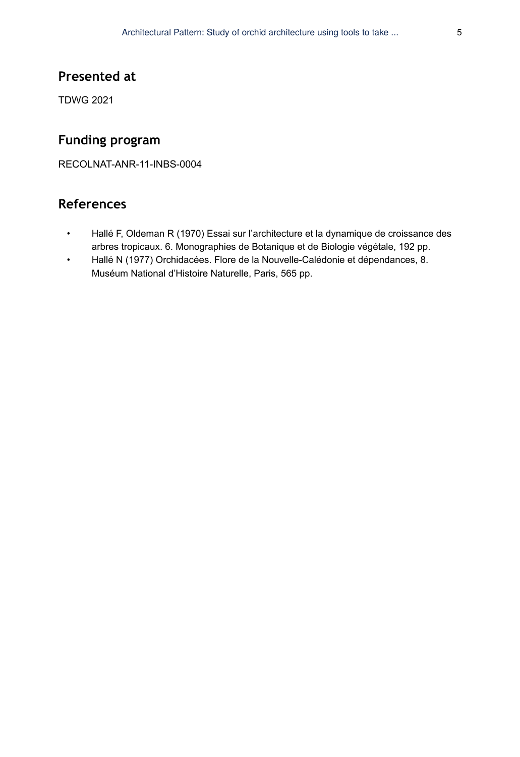## Presented at

TDWG 2021

## Funding program

RECOLNAT-ANR-11-INBS-0004

## References

- Hallé F, Oldeman R (1970) Essai sur l'architecture et la dynamique de croissance des arbres tropicaux. 6. Monographies de Botanique et de Biologie végétale, 192 pp.
- Hallé N (1977) Orchidacées. Flore de la Nouvelle-Calédonie et dépendances, 8. Muséum National d'Histoire Naturelle, Paris, 565 pp.